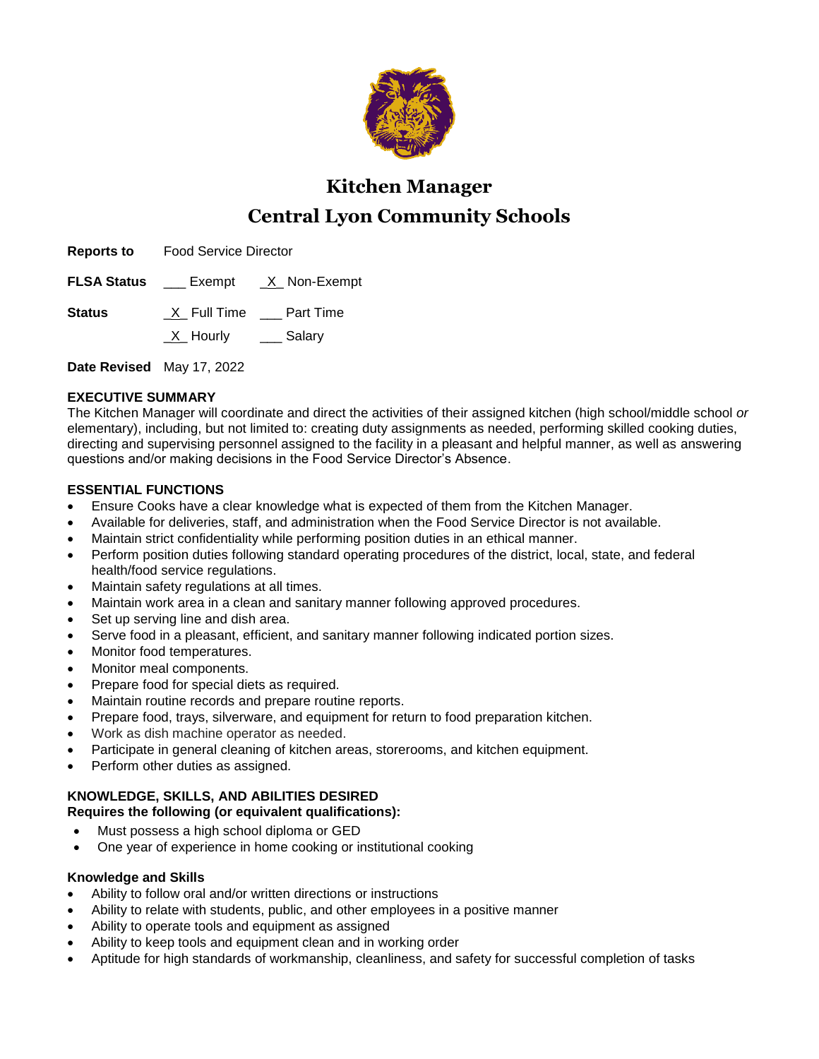# Kitchen Manager

# Central Lyon Community Schools

**Reports to** Food Service Director

**FLSA Status** ___ Exempt _X_ Non-Exempt

**Status** _X_ Full Time ___ Part Time

_X_ Hourly ___ Salary

**Date Revised** May 17, 2022

**EXECUTIVE SUMMARY**

The Kitchen Manager will coordinate and direct the activities of their assigned kitchen (high school/middle school *or* elementary), including, but not limited to: creating duty assignments as needed, performing skilled cooking duties, directing and supervising personnel assigned to the facility in a pleasant and helpful manner, as well as answering questions and/or making decisions in the Food Service Director's Absence.

**ESSENTIAL FUNCTIONS**

- Ensure Cooks have a clear knowledge what is expected of them from the Kitchen Manager.
- Available for deliveries, staff, and administration when the Food Service Director is not available.
- Maintain strict confidentiality while performing position duties in an ethical manner.
- Perform position duties following standard operating procedures of the district, local, state, and federal health/food service regulations.
- Maintain safety regulations at all times.
- Maintain work area in a clean and sanitary manner following approved procedures.
- Set up serving line and dish area.
- Serve food in a pleasant, efficient, and sanitary manner following indicated portion sizes.
- Monitor food temperatures.
- Monitor meal components.
- Prepare food for special diets as required.
- Maintain routine records and prepare routine reports.
- Prepare food, trays, silverware, and equipment for return to food preparation kitchen.
- Work as dish machine operator as needed.
- Participate in general cleaning of kitchen areas, storerooms, and kitchen equipment.
- Perform other duties as assigned.

**KNOWLEDGE, SKILLS, AND ABILITIES DESIRED**

**Requires the following (or equivalent qualifications):**

- Must possess a high school diploma or GED
- One year of experience in home cooking or institutional cooking

**Knowledge and Skills**

- Ability to follow oral and/or written directions or instructions
- Ability to relate with students, public, and other employees in a positive manner
- Ability to operate tools and equipment as assigned
- Ability to keep tools and equipment clean and in working order
- Aptitude for high standards of workmanship, cleanliness, and safety for successful completion of tasks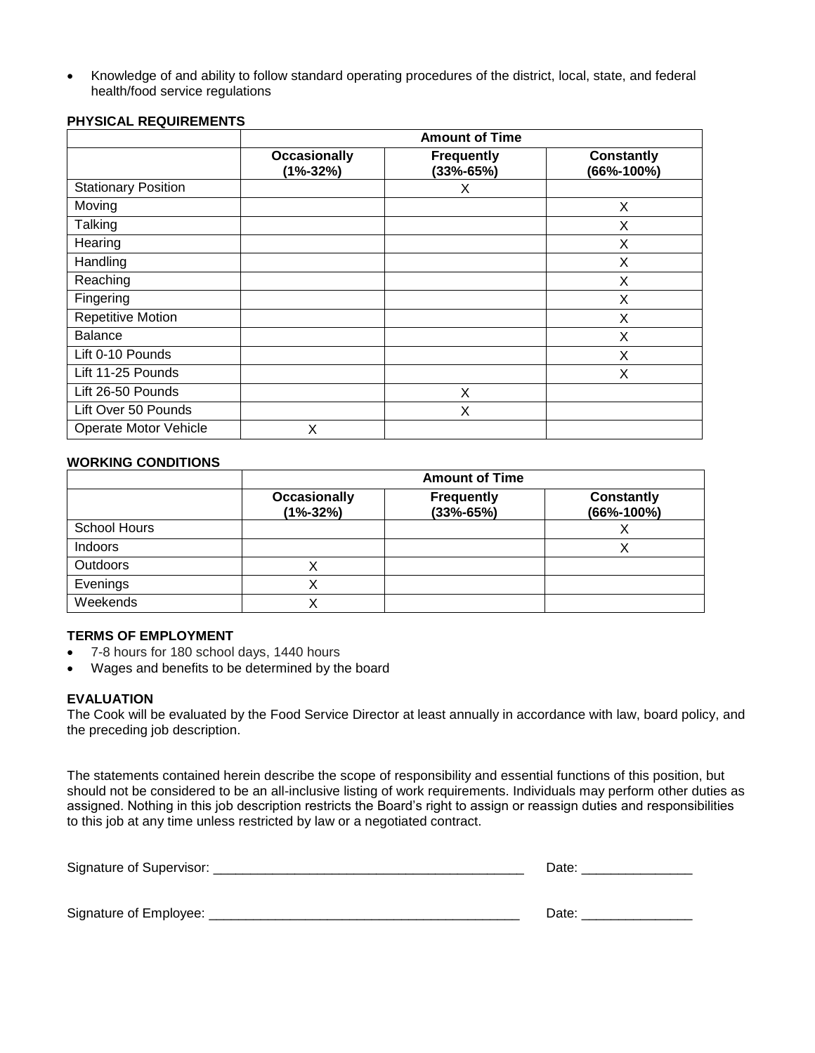- Knowledge of and ability to follow standard operating procedures of the district, local, state, and federal health/food service regulations

**PHYSICAL REQUIREMENTS**

| | Amount of Time | | |
|---|---|---|---|
| | **Occasionally (1%-32%)** | **Frequently (33%-65%)** | **Constantly (66%-100%)** |
| Stationary Position | | X | |
| Moving | | | X |
| Talking | | | X |
| Hearing | | | X |
| Handling | | | X |
| Reaching | | | X |
| Fingering | | | X |
| Repetitive Motion | | | X |
| Balance | | | X |
| Lift 0-10 Pounds | | | X |
| Lift 11-25 Pounds | | | X |
| Lift 26-50 Pounds | | X | |
| Lift Over 50 Pounds | | X | |
| Operate Motor Vehicle | X | | |

**WORKING CONDITIONS**

| | Amount of Time | | |
|---|---|---|---|
| | **Occasionally (1%-32%)** | **Frequently (33%-65%)** | **Constantly (66%-100%)** |
| School Hours | | | X |
| Indoors | | | X |
| Outdoors | X | | |
| Evenings | X | | |
| Weekends | X | | |

**TERMS OF EMPLOYMENT**

- 7-8 hours for 180 school days, 1440 hours
- Wages and benefits to be determined by the board

**EVALUATION**

The Cook will be evaluated by the Food Service Director at least annually in accordance with law, board policy, and the preceding job description.

The statements contained herein describe the scope of responsibility and essential functions of this position, but should not be considered to be an all-inclusive listing of work requirements. Individuals may perform other duties as assigned. Nothing in this job description restricts the Board's right to assign or reassign duties and responsibilities to this job at any time unless restricted by law or a negotiated contract.

Signature of Supervisor: ___________________________________________ Date: _______________

Signature of Employee: ___________________________________________ Date: _______________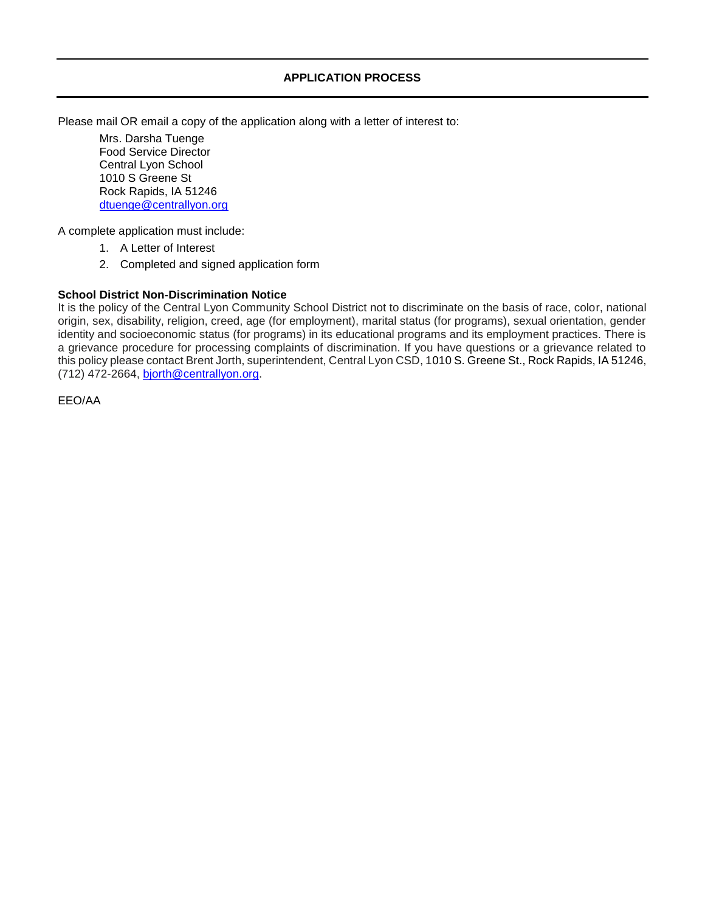## APPLICATION PROCESS

Please mail OR email a copy of the application along with a letter of interest to:

Mrs. Darsha Tuenge
Food Service Director
Central Lyon School
1010 S Greene St
Rock Rapids, IA 51246
dtuenge@centrallyon.org

A complete application must include:

1. A Letter of Interest
2. Completed and signed application form

**School District Non-Discrimination Notice**
It is the policy of the Central Lyon Community School District not to discriminate on the basis of race, color, national origin, sex, disability, religion, creed, age (for employment), marital status (for programs), sexual orientation, gender identity and socioeconomic status (for programs) in its educational programs and its employment practices. There is a grievance procedure for processing complaints of discrimination. If you have questions or a grievance related to this policy please contact Brent Jorth, superintendent, Central Lyon CSD, 1010 S. Greene St., Rock Rapids, IA 51246, (712) 472-2664, bjorth@centrallyon.org.

EEO/AA